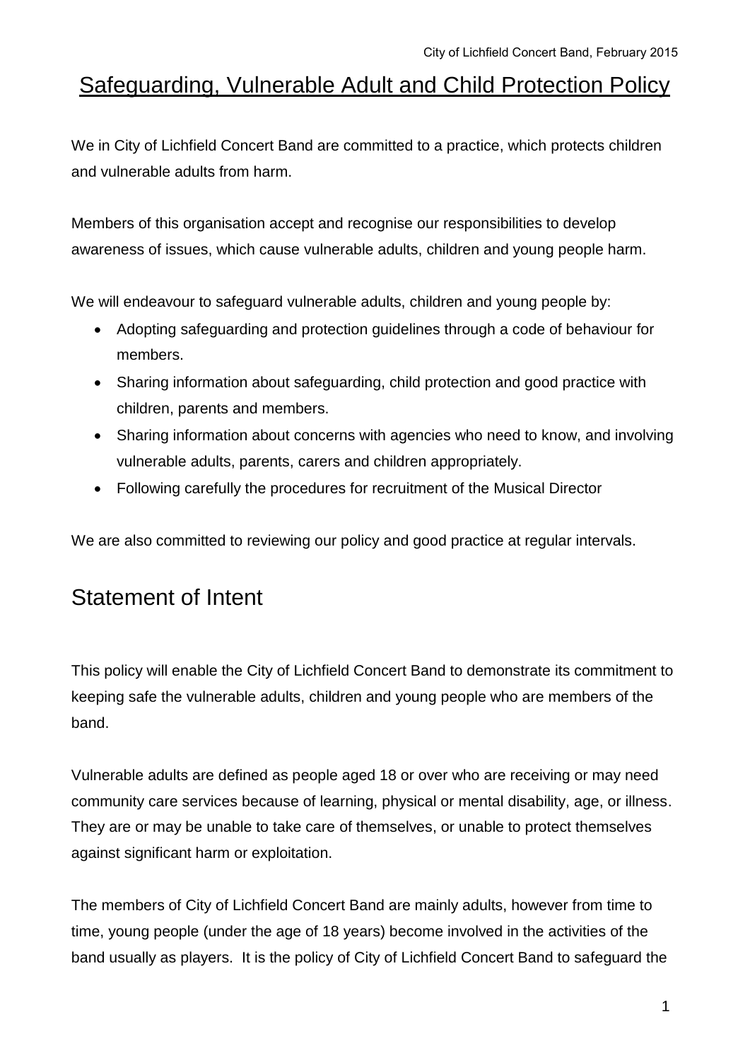# Safeguarding, Vulnerable Adult and Child Protection Policy

We in City of Lichfield Concert Band are committed to a practice, which protects children and vulnerable adults from harm.

Members of this organisation accept and recognise our responsibilities to develop awareness of issues, which cause vulnerable adults, children and young people harm.

We will endeavour to safeguard vulnerable adults, children and young people by:

- Adopting safeguarding and protection guidelines through a code of behaviour for members.
- Sharing information about safeguarding, child protection and good practice with children, parents and members.
- Sharing information about concerns with agencies who need to know, and involving vulnerable adults, parents, carers and children appropriately.
- Following carefully the procedures for recruitment of the Musical Director

We are also committed to reviewing our policy and good practice at regular intervals.

## Statement of Intent

This policy will enable the City of Lichfield Concert Band to demonstrate its commitment to keeping safe the vulnerable adults, children and young people who are members of the band.

Vulnerable adults are defined as people aged 18 or over who are receiving or may need community care services because of learning, physical or mental disability, age, or illness. They are or may be unable to take care of themselves, or unable to protect themselves against significant harm or exploitation.

The members of City of Lichfield Concert Band are mainly adults, however from time to time, young people (under the age of 18 years) become involved in the activities of the band usually as players. It is the policy of City of Lichfield Concert Band to safeguard the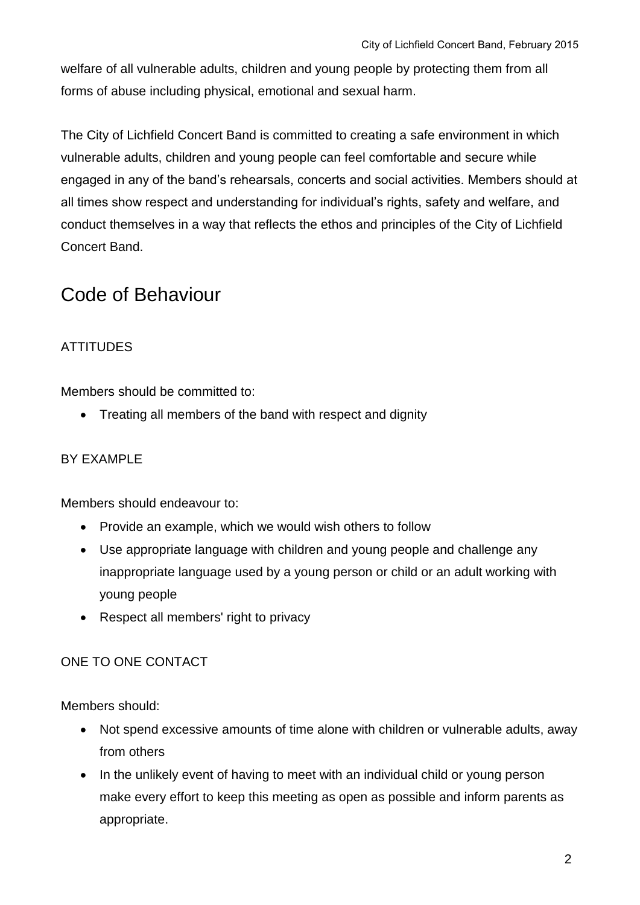welfare of all vulnerable adults, children and young people by protecting them from all forms of abuse including physical, emotional and sexual harm.

The City of Lichfield Concert Band is committed to creating a safe environment in which vulnerable adults, children and young people can feel comfortable and secure while engaged in any of the band's rehearsals, concerts and social activities. Members should at all times show respect and understanding for individual's rights, safety and welfare, and conduct themselves in a way that reflects the ethos and principles of the City of Lichfield Concert Band.

# Code of Behaviour

ATTITUDES

Members should be committed to:

- Treating all members of the band with respect and dignity

BY EXAMPLE

Members should endeavour to:

- Provide an example, which we would wish others to follow
- Use appropriate language with children and young people and challenge any inappropriate language used by a young person or child or an adult working with young people
- Respect all members' right to privacy

ONE TO ONE CONTACT

Members should:

- Not spend excessive amounts of time alone with children or vulnerable adults, away from others
- In the unlikely event of having to meet with an individual child or young person make every effort to keep this meeting as open as possible and inform parents as appropriate.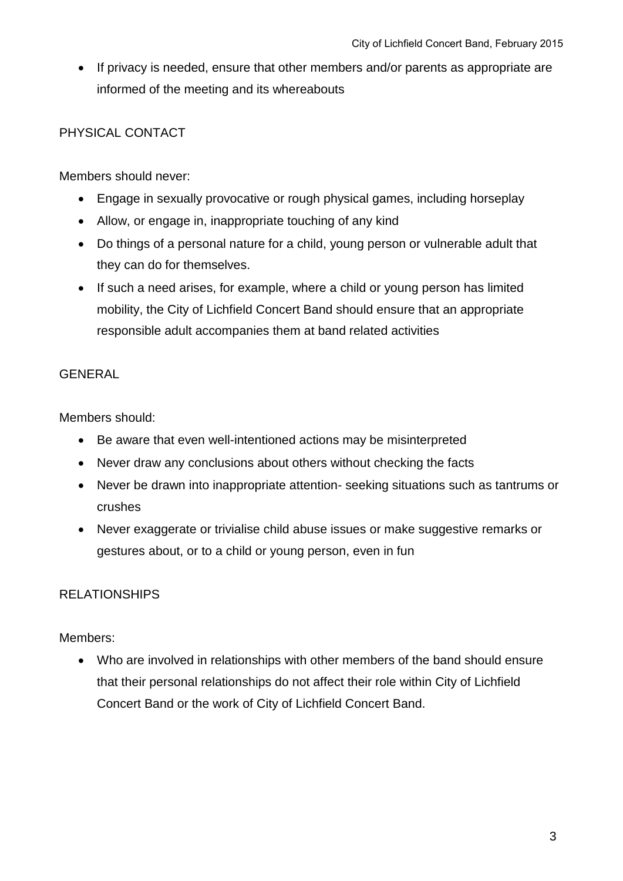- If privacy is needed, ensure that other members and/or parents as appropriate are informed of the meeting and its whereabouts

PHYSICAL CONTACT

Members should never:

- Engage in sexually provocative or rough physical games, including horseplay
- Allow, or engage in, inappropriate touching of any kind
- Do things of a personal nature for a child, young person or vulnerable adult that they can do for themselves.
- If such a need arises, for example, where a child or young person has limited mobility, the City of Lichfield Concert Band should ensure that an appropriate responsible adult accompanies them at band related activities

GENERAL

Members should:

- Be aware that even well-intentioned actions may be misinterpreted
- Never draw any conclusions about others without checking the facts
- Never be drawn into inappropriate attention- seeking situations such as tantrums or crushes
- Never exaggerate or trivialise child abuse issues or make suggestive remarks or gestures about, or to a child or young person, even in fun

RELATIONSHIPS

Members:

- Who are involved in relationships with other members of the band should ensure that their personal relationships do not affect their role within City of Lichfield Concert Band or the work of City of Lichfield Concert Band.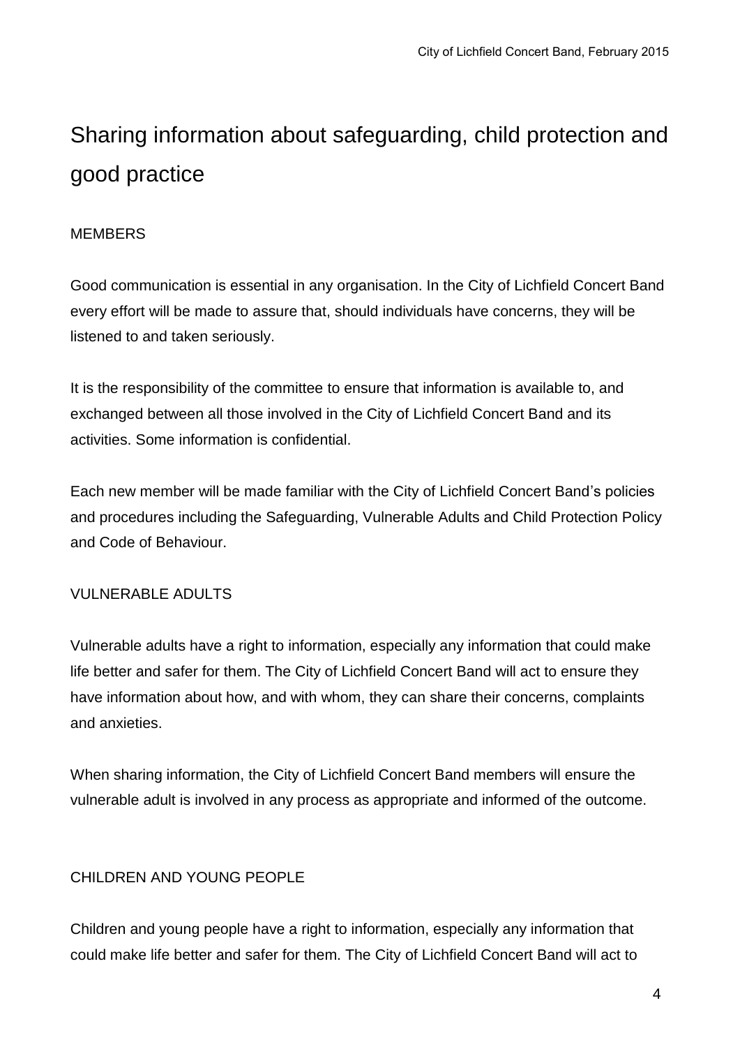# Sharing information about safeguarding, child protection and good practice

MEMBERS

Good communication is essential in any organisation. In the City of Lichfield Concert Band every effort will be made to assure that, should individuals have concerns, they will be listened to and taken seriously.

It is the responsibility of the committee to ensure that information is available to, and exchanged between all those involved in the City of Lichfield Concert Band and its activities. Some information is confidential.

Each new member will be made familiar with the City of Lichfield Concert Band's policies and procedures including the Safeguarding, Vulnerable Adults and Child Protection Policy and Code of Behaviour.

VULNERABLE ADULTS

Vulnerable adults have a right to information, especially any information that could make life better and safer for them. The City of Lichfield Concert Band will act to ensure they have information about how, and with whom, they can share their concerns, complaints and anxieties.

When sharing information, the City of Lichfield Concert Band members will ensure the vulnerable adult is involved in any process as appropriate and informed of the outcome.

CHILDREN AND YOUNG PEOPLE

Children and young people have a right to information, especially any information that could make life better and safer for them. The City of Lichfield Concert Band will act to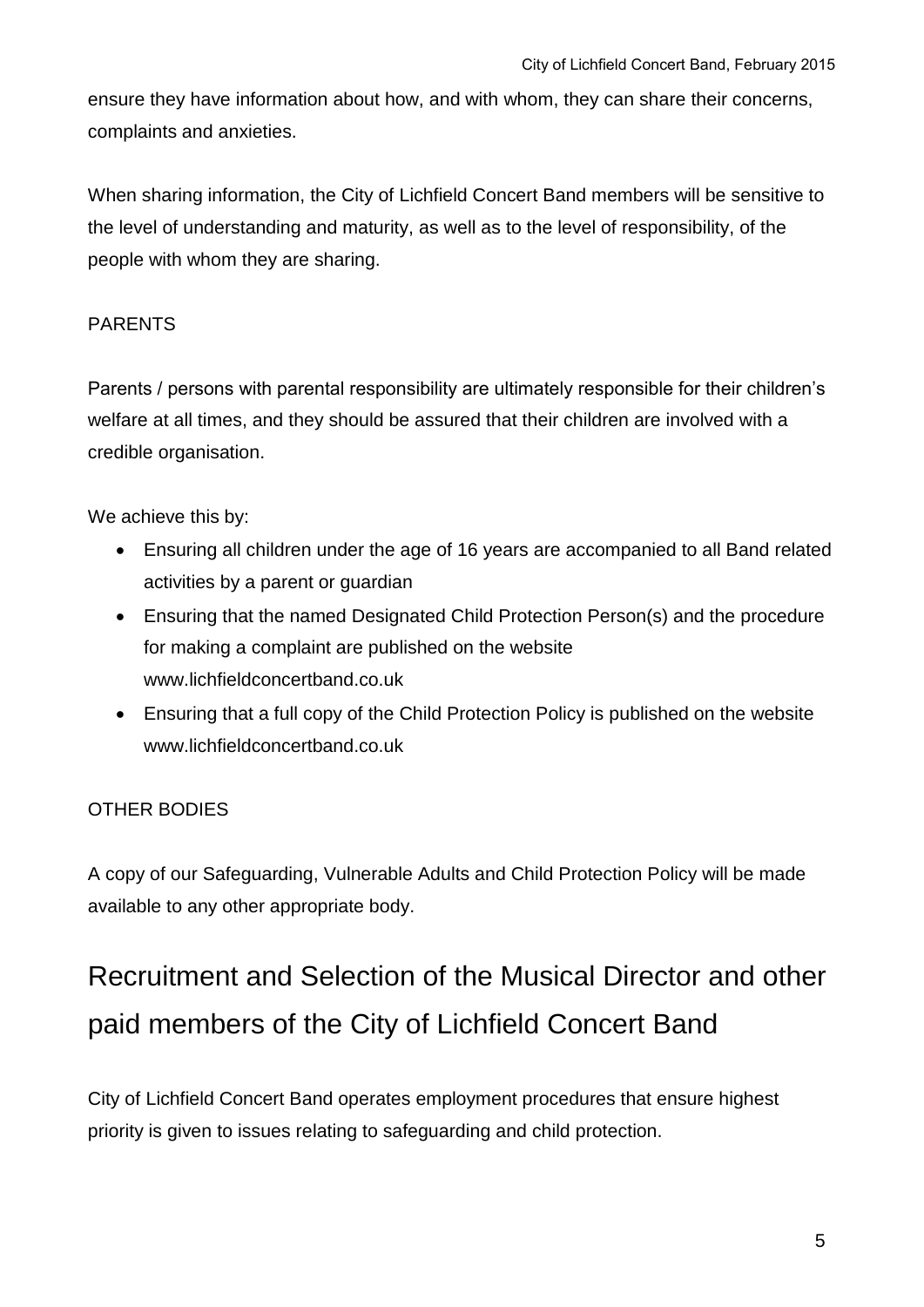ensure they have information about how, and with whom, they can share their concerns, complaints and anxieties.

When sharing information, the City of Lichfield Concert Band members will be sensitive to the level of understanding and maturity, as well as to the level of responsibility, of the people with whom they are sharing.

PARENTS

Parents / persons with parental responsibility are ultimately responsible for their children's welfare at all times, and they should be assured that their children are involved with a credible organisation.

We achieve this by:

- Ensuring all children under the age of 16 years are accompanied to all Band related activities by a parent or guardian
- Ensuring that the named Designated Child Protection Person(s) and the procedure for making a complaint are published on the website www.lichfieldconcertband.co.uk
- Ensuring that a full copy of the Child Protection Policy is published on the website www.lichfieldconcertband.co.uk

OTHER BODIES

A copy of our Safeguarding, Vulnerable Adults and Child Protection Policy will be made available to any other appropriate body.

# Recruitment and Selection of the Musical Director and other paid members of the City of Lichfield Concert Band

City of Lichfield Concert Band operates employment procedures that ensure highest priority is given to issues relating to safeguarding and child protection.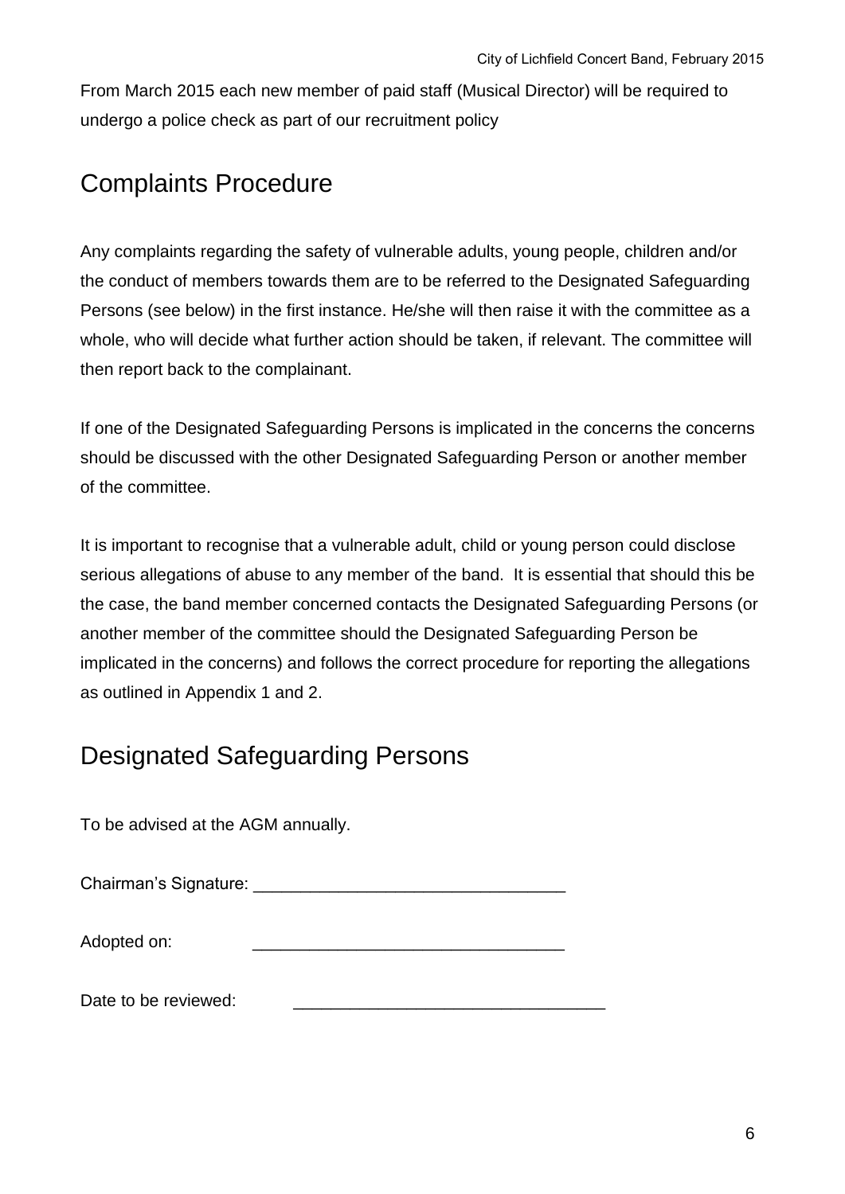From March 2015 each new member of paid staff (Musical Director) will be required to undergo a police check as part of our recruitment policy

## Complaints Procedure

Any complaints regarding the safety of vulnerable adults, young people, children and/or the conduct of members towards them are to be referred to the Designated Safeguarding Persons (see below) in the first instance. He/she will then raise it with the committee as a whole, who will decide what further action should be taken, if relevant. The committee will then report back to the complainant.

If one of the Designated Safeguarding Persons is implicated in the concerns the concerns should be discussed with the other Designated Safeguarding Person or another member of the committee.

It is important to recognise that a vulnerable adult, child or young person could disclose serious allegations of abuse to any member of the band. It is essential that should this be the case, the band member concerned contacts the Designated Safeguarding Persons (or another member of the committee should the Designated Safeguarding Person be implicated in the concerns) and follows the correct procedure for reporting the allegations as outlined in Appendix 1 and 2.

## Designated Safeguarding Persons

To be advised at the AGM annually.

Chairman's Signature: ________________________________

Adopted on: ________________________________

Date to be reviewed: ________________________________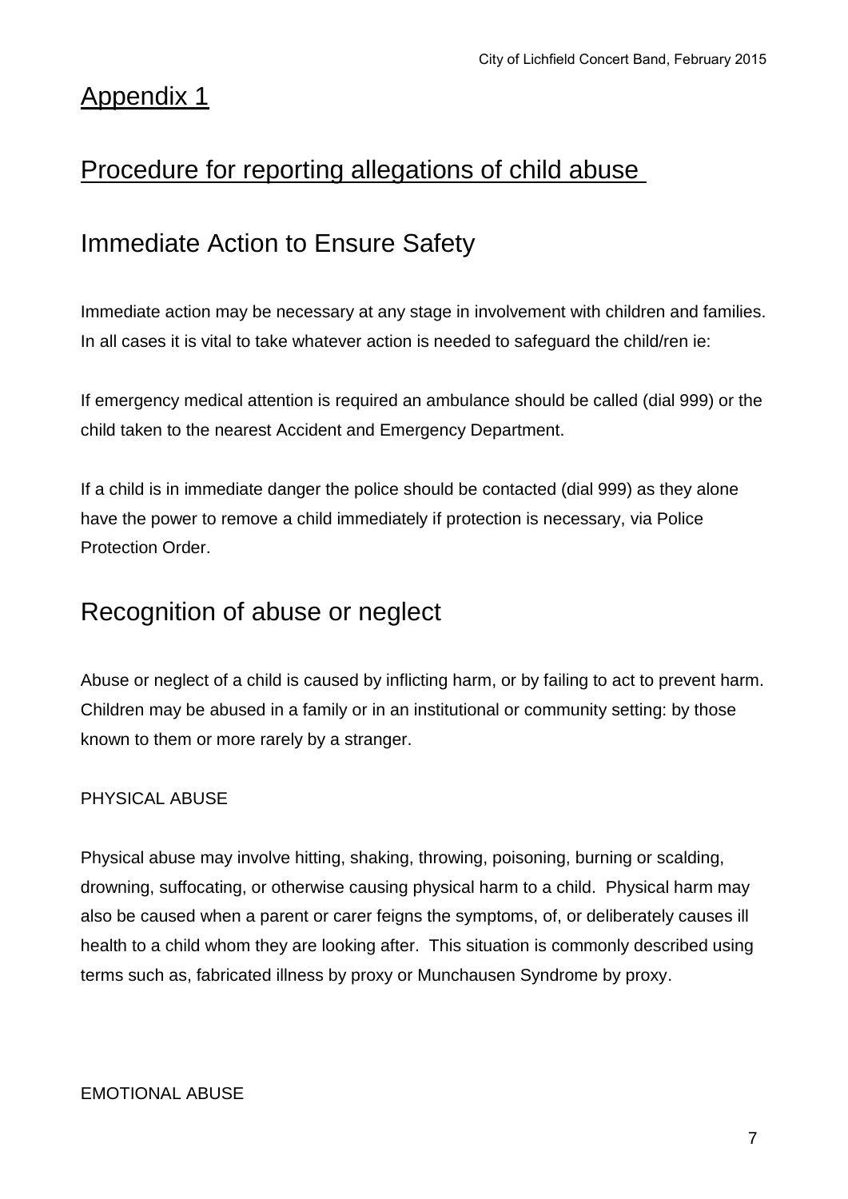# Appendix 1

## Procedure for reporting allegations of child abuse

## Immediate Action to Ensure Safety

Immediate action may be necessary at any stage in involvement with children and families. In all cases it is vital to take whatever action is needed to safeguard the child/ren ie:

If emergency medical attention is required an ambulance should be called (dial 999) or the child taken to the nearest Accident and Emergency Department.

If a child is in immediate danger the police should be contacted (dial 999) as they alone have the power to remove a child immediately if protection is necessary, via Police Protection Order.

## Recognition of abuse or neglect

Abuse or neglect of a child is caused by inflicting harm, or by failing to act to prevent harm. Children may be abused in a family or in an institutional or community setting: by those known to them or more rarely by a stranger.

### PHYSICAL ABUSE

Physical abuse may involve hitting, shaking, throwing, poisoning, burning or scalding, drowning, suffocating, or otherwise causing physical harm to a child. Physical harm may also be caused when a parent or carer feigns the symptoms, of, or deliberately causes ill health to a child whom they are looking after. This situation is commonly described using terms such as, fabricated illness by proxy or Munchausen Syndrome by proxy.

### EMOTIONAL ABUSE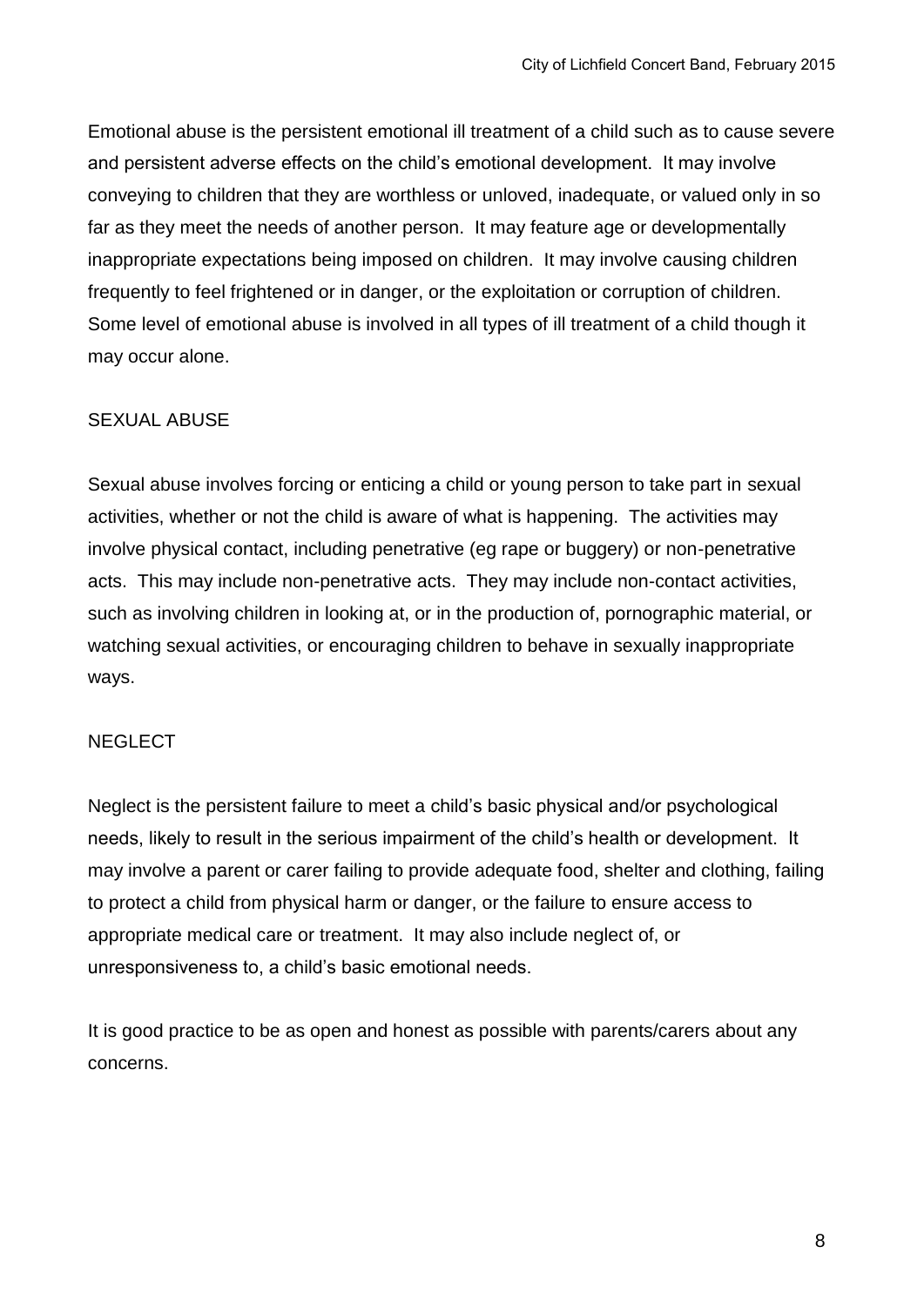Emotional abuse is the persistent emotional ill treatment of a child such as to cause severe and persistent adverse effects on the child's emotional development. It may involve conveying to children that they are worthless or unloved, inadequate, or valued only in so far as they meet the needs of another person. It may feature age or developmentally inappropriate expectations being imposed on children. It may involve causing children frequently to feel frightened or in danger, or the exploitation or corruption of children. Some level of emotional abuse is involved in all types of ill treatment of a child though it may occur alone.

## SEXUAL ABUSE

Sexual abuse involves forcing or enticing a child or young person to take part in sexual activities, whether or not the child is aware of what is happening. The activities may involve physical contact, including penetrative (eg rape or buggery) or non-penetrative acts. This may include non-penetrative acts. They may include non-contact activities, such as involving children in looking at, or in the production of, pornographic material, or watching sexual activities, or encouraging children to behave in sexually inappropriate ways.

## NEGLECT

Neglect is the persistent failure to meet a child's basic physical and/or psychological needs, likely to result in the serious impairment of the child's health or development. It may involve a parent or carer failing to provide adequate food, shelter and clothing, failing to protect a child from physical harm or danger, or the failure to ensure access to appropriate medical care or treatment. It may also include neglect of, or unresponsiveness to, a child's basic emotional needs.

It is good practice to be as open and honest as possible with parents/carers about any concerns.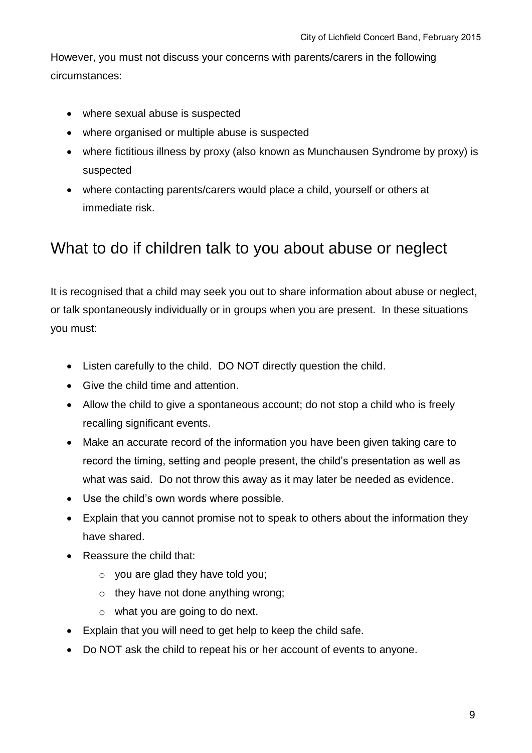However, you must not discuss your concerns with parents/carers in the following circumstances:

- where sexual abuse is suspected
- where organised or multiple abuse is suspected
- where fictitious illness by proxy (also known as Munchausen Syndrome by proxy) is suspected
- where contacting parents/carers would place a child, yourself or others at immediate risk.

## What to do if children talk to you about abuse or neglect

It is recognised that a child may seek you out to share information about abuse or neglect, or talk spontaneously individually or in groups when you are present. In these situations you must:

- Listen carefully to the child. DO NOT directly question the child.
- Give the child time and attention.
- Allow the child to give a spontaneous account; do not stop a child who is freely recalling significant events.
- Make an accurate record of the information you have been given taking care to record the timing, setting and people present, the child's presentation as well as what was said. Do not throw this away as it may later be needed as evidence.
- Use the child's own words where possible.
- Explain that you cannot promise not to speak to others about the information they have shared.
- Reassure the child that:
  - you are glad they have told you;
  - they have not done anything wrong;
  - what you are going to do next.
- Explain that you will need to get help to keep the child safe.
- Do NOT ask the child to repeat his or her account of events to anyone.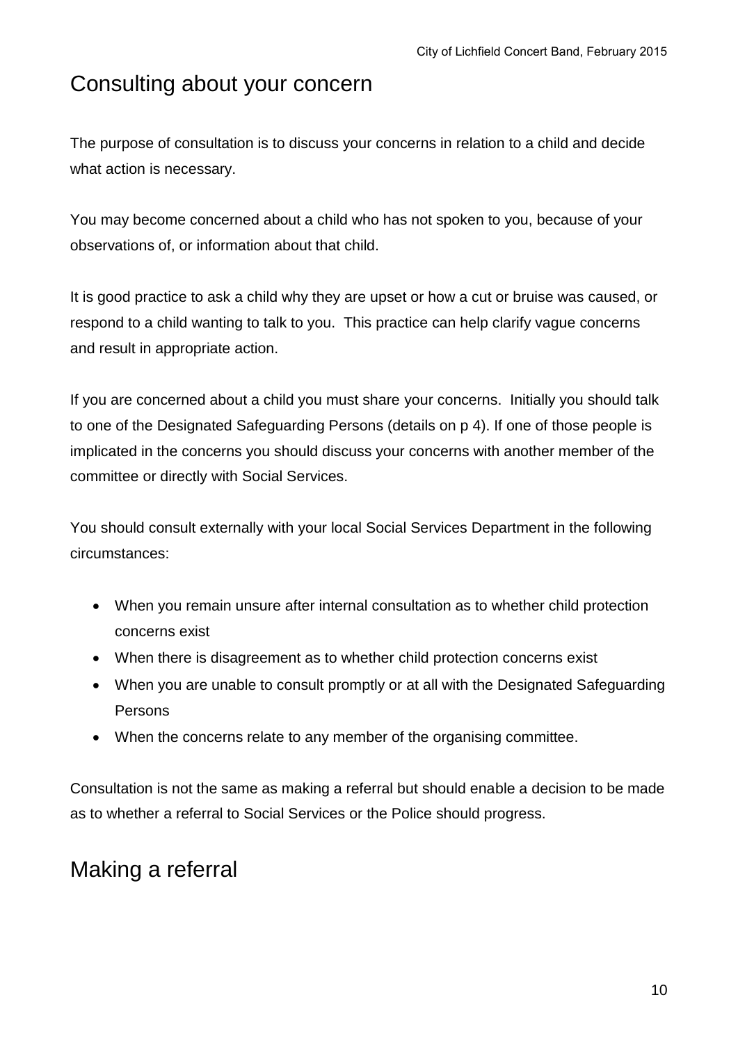## Consulting about your concern

The purpose of consultation is to discuss your concerns in relation to a child and decide what action is necessary.

You may become concerned about a child who has not spoken to you, because of your observations of, or information about that child.

It is good practice to ask a child why they are upset or how a cut or bruise was caused, or respond to a child wanting to talk to you. This practice can help clarify vague concerns and result in appropriate action.

If you are concerned about a child you must share your concerns. Initially you should talk to one of the Designated Safeguarding Persons (details on p 4). If one of those people is implicated in the concerns you should discuss your concerns with another member of the committee or directly with Social Services.

You should consult externally with your local Social Services Department in the following circumstances:

- When you remain unsure after internal consultation as to whether child protection concerns exist
- When there is disagreement as to whether child protection concerns exist
- When you are unable to consult promptly or at all with the Designated Safeguarding Persons
- When the concerns relate to any member of the organising committee.

Consultation is not the same as making a referral but should enable a decision to be made as to whether a referral to Social Services or the Police should progress.

## Making a referral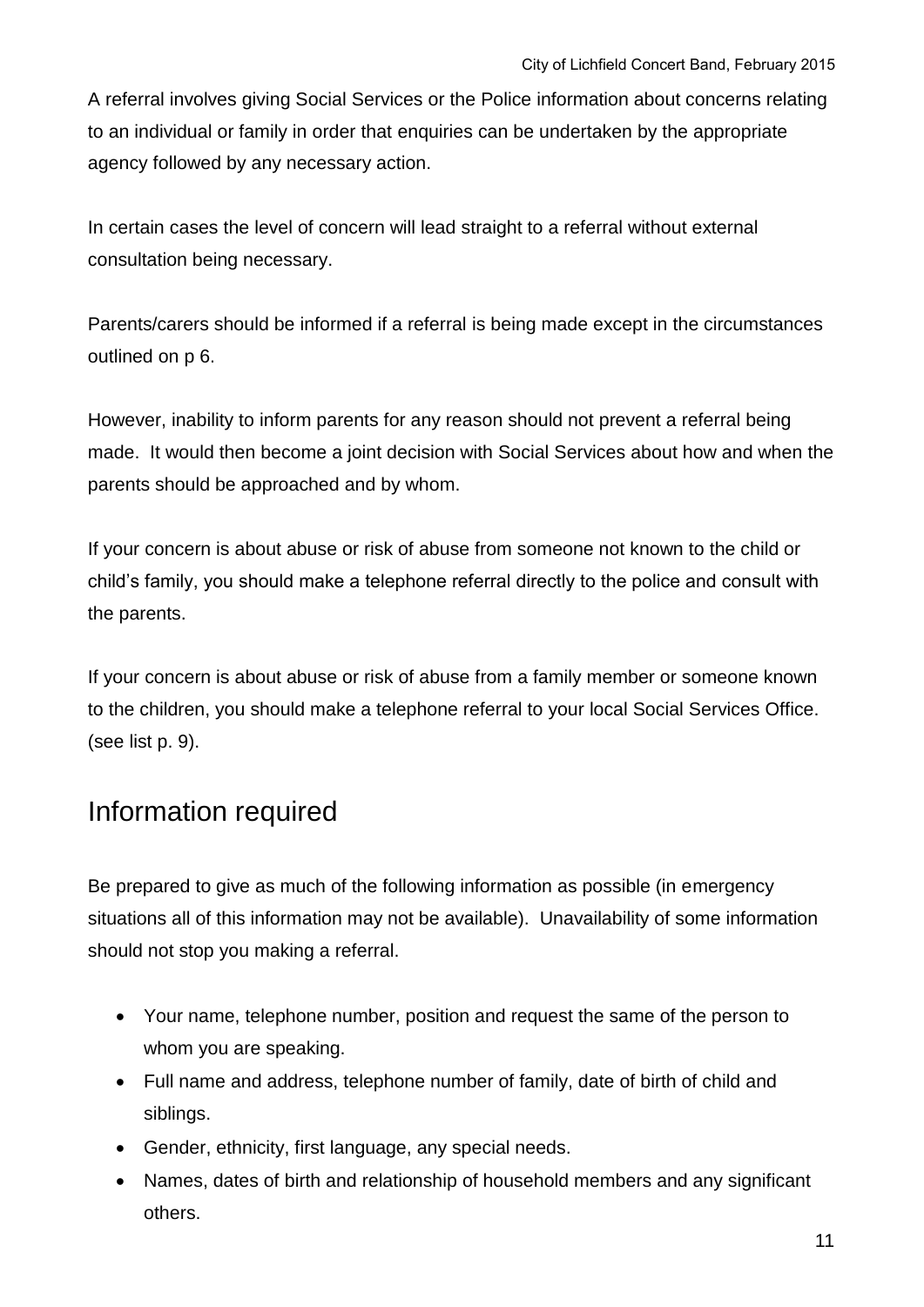A referral involves giving Social Services or the Police information about concerns relating to an individual or family in order that enquiries can be undertaken by the appropriate agency followed by any necessary action.

In certain cases the level of concern will lead straight to a referral without external consultation being necessary.

Parents/carers should be informed if a referral is being made except in the circumstances outlined on p 6.

However, inability to inform parents for any reason should not prevent a referral being made. It would then become a joint decision with Social Services about how and when the parents should be approached and by whom.

If your concern is about abuse or risk of abuse from someone not known to the child or child's family, you should make a telephone referral directly to the police and consult with the parents.

If your concern is about abuse or risk of abuse from a family member or someone known to the children, you should make a telephone referral to your local Social Services Office. (see list p. 9).

## Information required

Be prepared to give as much of the following information as possible (in emergency situations all of this information may not be available). Unavailability of some information should not stop you making a referral.

- Your name, telephone number, position and request the same of the person to whom you are speaking.
- Full name and address, telephone number of family, date of birth of child and siblings.
- Gender, ethnicity, first language, any special needs.
- Names, dates of birth and relationship of household members and any significant others.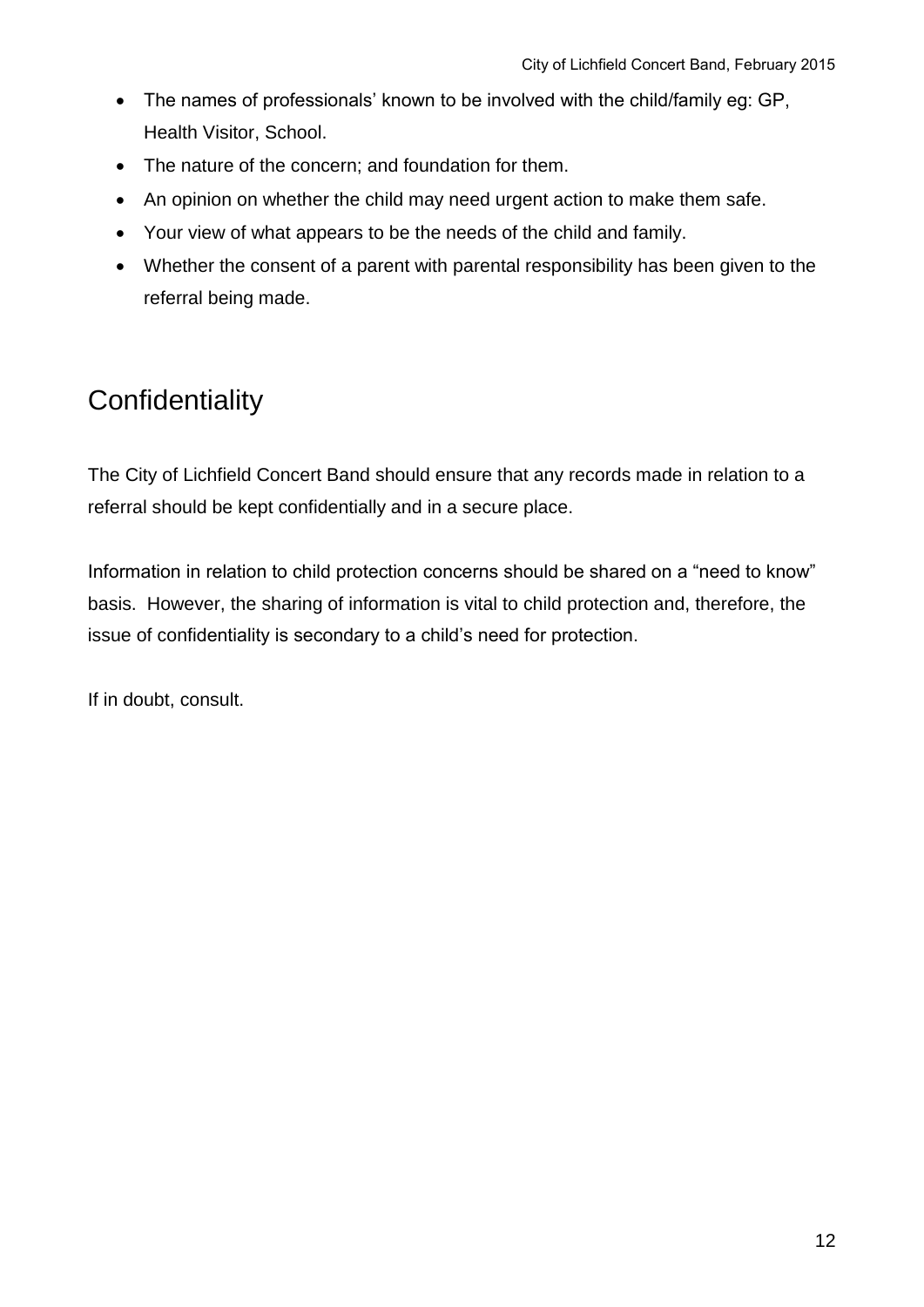- The names of professionals' known to be involved with the child/family eg: GP, Health Visitor, School.
- The nature of the concern; and foundation for them.
- An opinion on whether the child may need urgent action to make them safe.
- Your view of what appears to be the needs of the child and family.
- Whether the consent of a parent with parental responsibility has been given to the referral being made.

## Confidentiality

The City of Lichfield Concert Band should ensure that any records made in relation to a referral should be kept confidentially and in a secure place.

Information in relation to child protection concerns should be shared on a "need to know" basis. However, the sharing of information is vital to child protection and, therefore, the issue of confidentiality is secondary to a child's need for protection.

If in doubt, consult.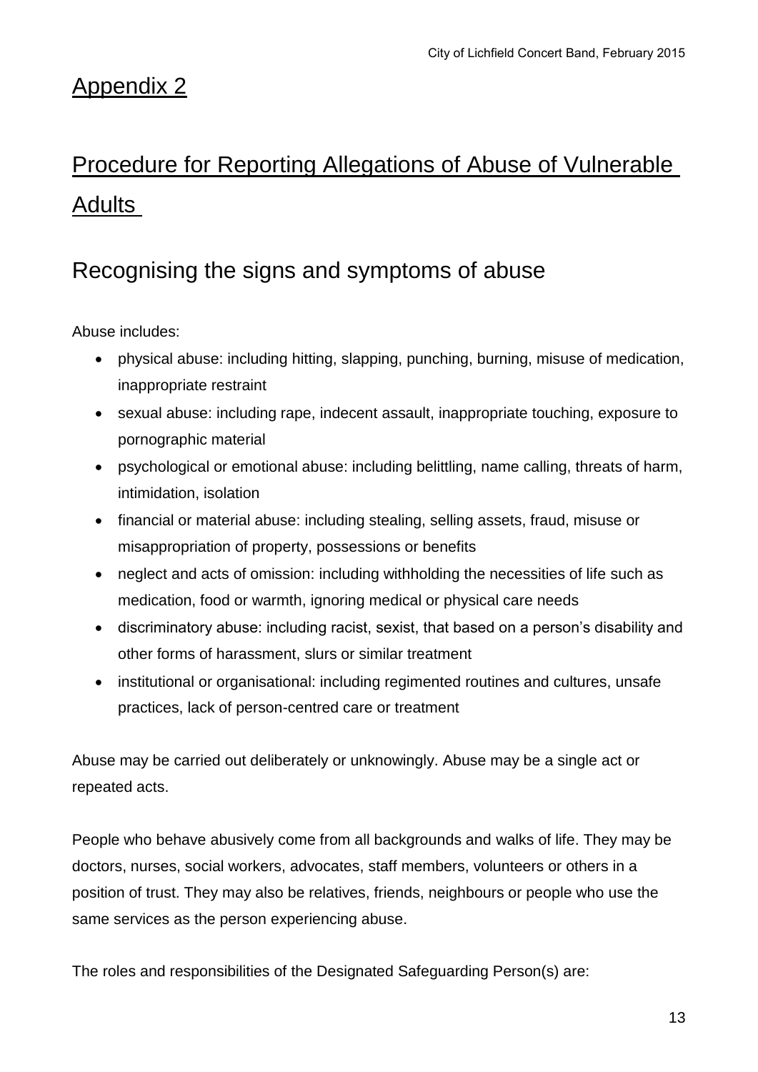# Appendix 2

# Procedure for Reporting Allegations of Abuse of Vulnerable Adults

## Recognising the signs and symptoms of abuse

Abuse includes:

- physical abuse: including hitting, slapping, punching, burning, misuse of medication, inappropriate restraint
- sexual abuse: including rape, indecent assault, inappropriate touching, exposure to pornographic material
- psychological or emotional abuse: including belittling, name calling, threats of harm, intimidation, isolation
- financial or material abuse: including stealing, selling assets, fraud, misuse or misappropriation of property, possessions or benefits
- neglect and acts of omission: including withholding the necessities of life such as medication, food or warmth, ignoring medical or physical care needs
- discriminatory abuse: including racist, sexist, that based on a person's disability and other forms of harassment, slurs or similar treatment
- institutional or organisational: including regimented routines and cultures, unsafe practices, lack of person-centred care or treatment

Abuse may be carried out deliberately or unknowingly. Abuse may be a single act or repeated acts.

People who behave abusively come from all backgrounds and walks of life. They may be doctors, nurses, social workers, advocates, staff members, volunteers or others in a position of trust. They may also be relatives, friends, neighbours or people who use the same services as the person experiencing abuse.

The roles and responsibilities of the Designated Safeguarding Person(s) are: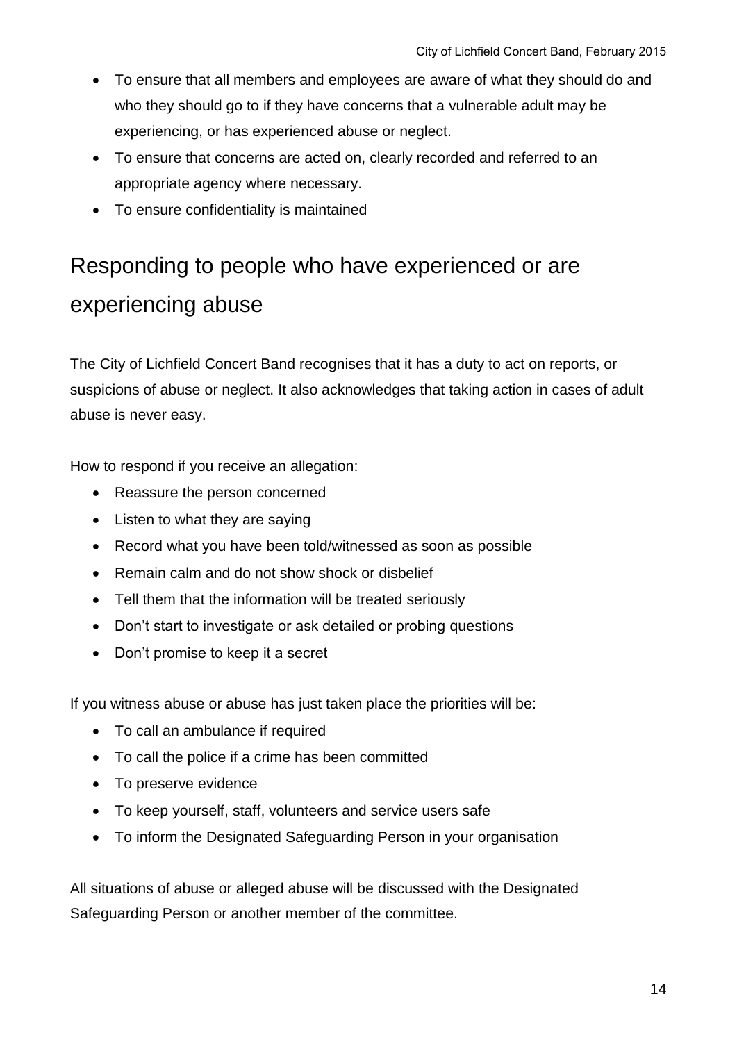- To ensure that all members and employees are aware of what they should do and who they should go to if they have concerns that a vulnerable adult may be experiencing, or has experienced abuse or neglect.
- To ensure that concerns are acted on, clearly recorded and referred to an appropriate agency where necessary.
- To ensure confidentiality is maintained

## Responding to people who have experienced or are experiencing abuse

The City of Lichfield Concert Band recognises that it has a duty to act on reports, or suspicions of abuse or neglect. It also acknowledges that taking action in cases of adult abuse is never easy.

How to respond if you receive an allegation:

- Reassure the person concerned
- Listen to what they are saying
- Record what you have been told/witnessed as soon as possible
- Remain calm and do not show shock or disbelief
- Tell them that the information will be treated seriously
- Don't start to investigate or ask detailed or probing questions
- Don't promise to keep it a secret

If you witness abuse or abuse has just taken place the priorities will be:

- To call an ambulance if required
- To call the police if a crime has been committed
- To preserve evidence
- To keep yourself, staff, volunteers and service users safe
- To inform the Designated Safeguarding Person in your organisation

All situations of abuse or alleged abuse will be discussed with the Designated Safeguarding Person or another member of the committee.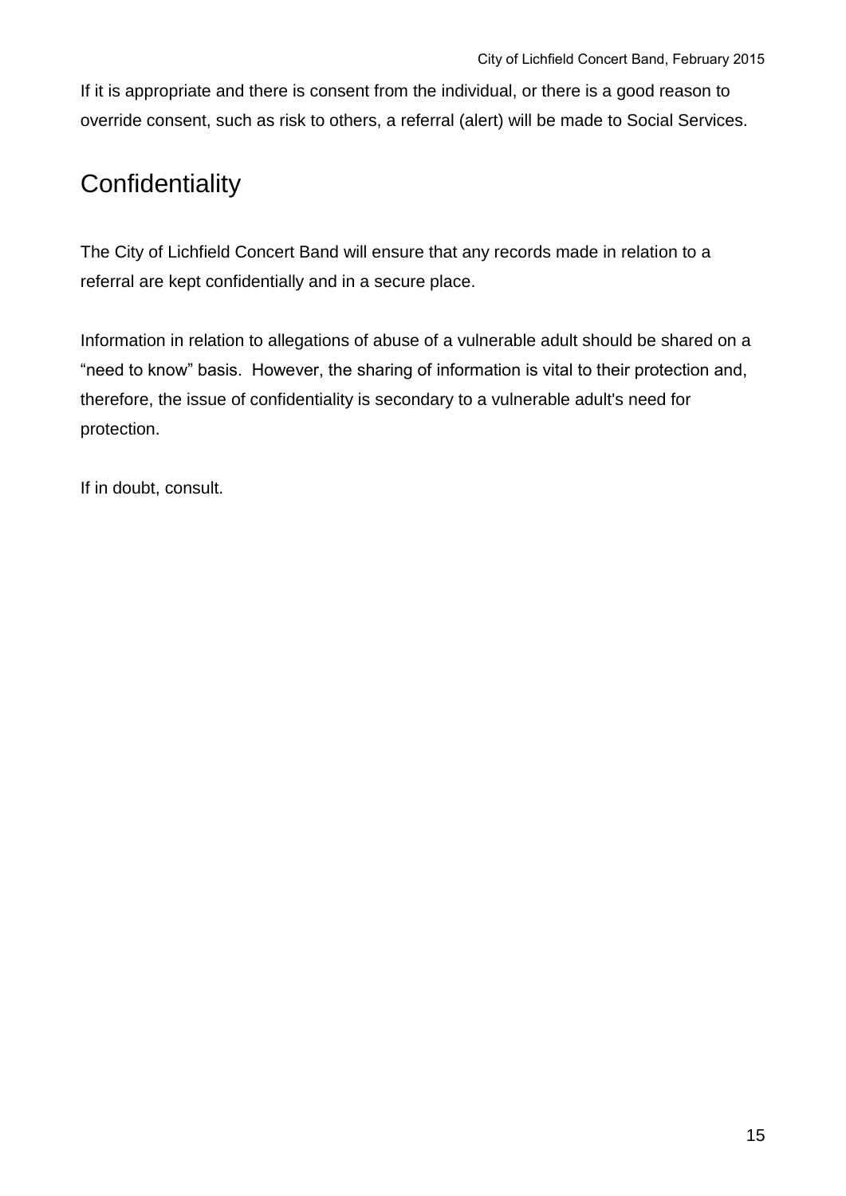If it is appropriate and there is consent from the individual, or there is a good reason to override consent, such as risk to others, a referral (alert) will be made to Social Services.

## Confidentiality

The City of Lichfield Concert Band will ensure that any records made in relation to a referral are kept confidentially and in a secure place.

Information in relation to allegations of abuse of a vulnerable adult should be shared on a "need to know" basis. However, the sharing of information is vital to their protection and, therefore, the issue of confidentiality is secondary to a vulnerable adult's need for protection.

If in doubt, consult.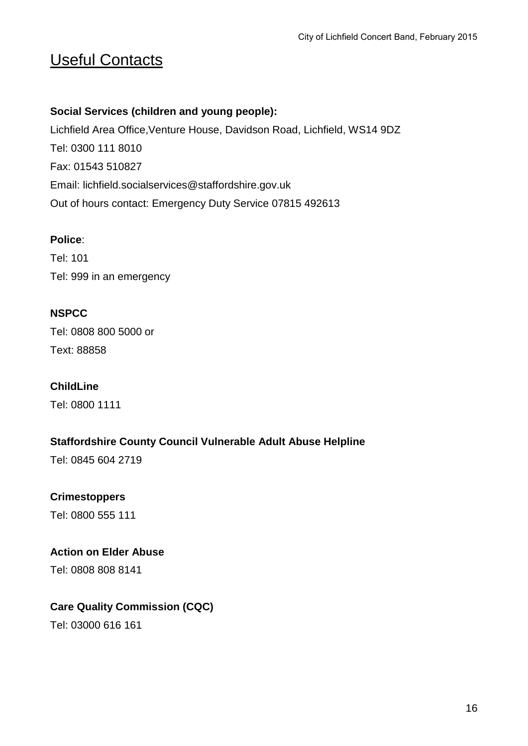# Useful Contacts

**Social Services (children and young people):**

Lichfield Area Office,Venture House, Davidson Road, Lichfield, WS14 9DZ

Tel: 0300 111 8010

Fax: 01543 510827

Email: lichfield.socialservices@staffordshire.gov.uk

Out of hours contact: Emergency Duty Service 07815 492613

**Police**:

Tel: 101

Tel: 999 in an emergency

**NSPCC**

Tel: 0808 800 5000 or

Text: 88858

**ChildLine**

Tel: 0800 1111

**Staffordshire County Council Vulnerable Adult Abuse Helpline**

Tel: 0845 604 2719

**Crimestoppers**

Tel: 0800 555 111

**Action on Elder Abuse**

Tel: 0808 808 8141

**Care Quality Commission (CQC)**

Tel: 03000 616 161